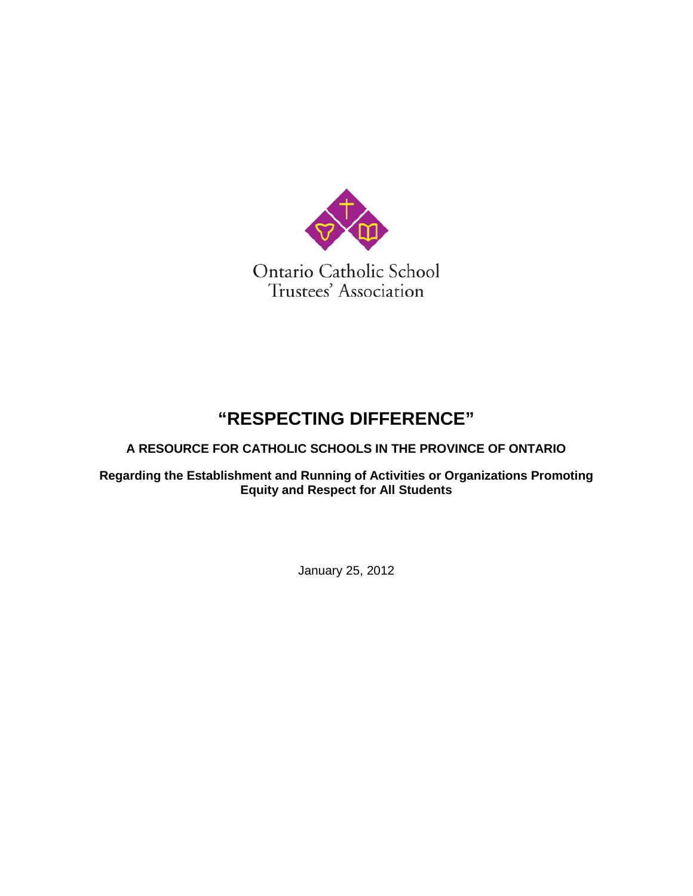Ontario Catholic School Trustees' Association

# "RESPECTING DIFFERENCE"

## A RESOURCE FOR CATHOLIC SCHOOLS IN THE PROVINCE OF ONTARIO

### Regarding the Establishment and Running of Activities or Organizations Promoting Equity and Respect for All Students

January 25, 2012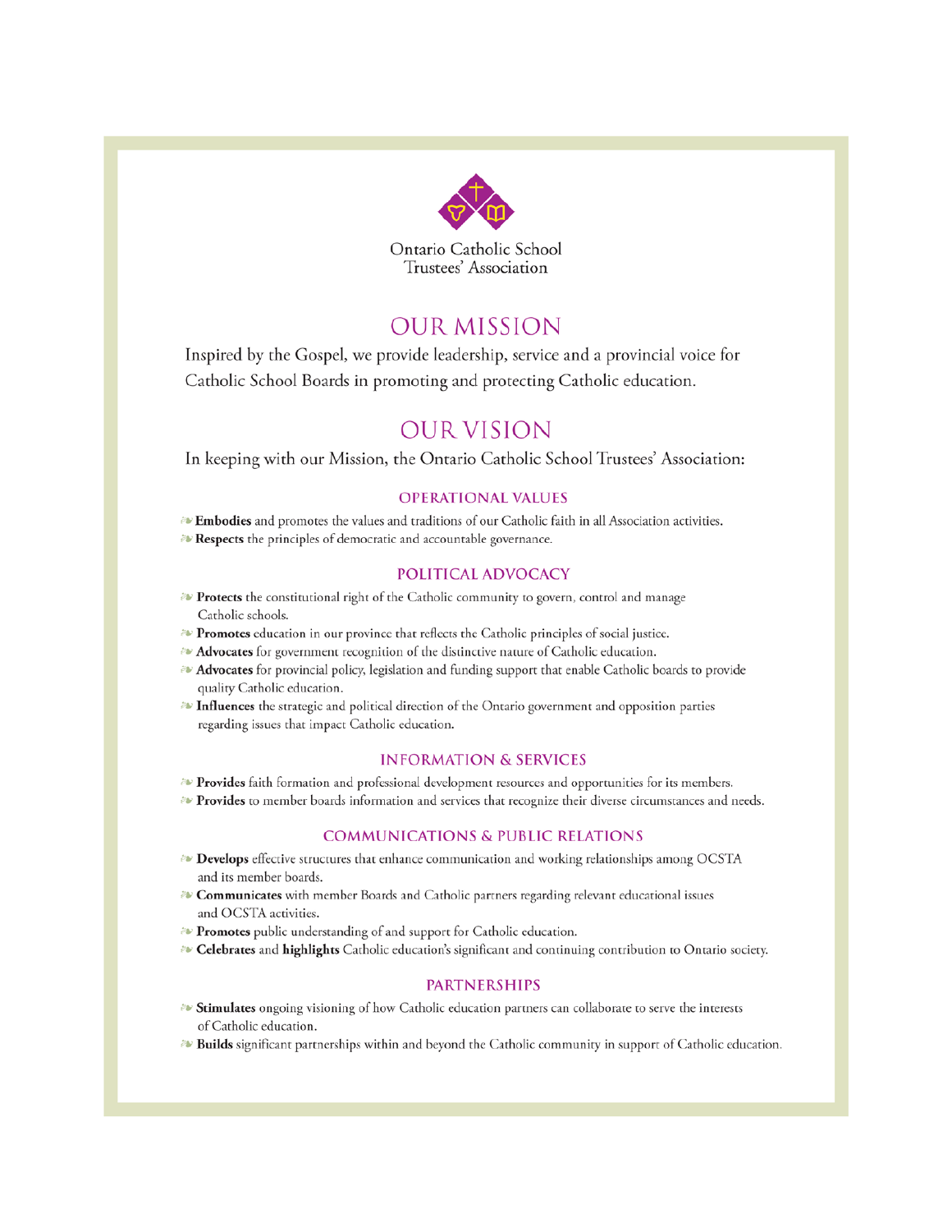Ontario Catholic School Trustees' Association

# OUR MISSION

Inspired by the Gospel, we provide leadership, service and a provincial voice for Catholic School Boards in promoting and protecting Catholic education.

# OUR VISION

In keeping with our Mission, the Ontario Catholic School Trustees' Association:

## OPERATIONAL VALUES

- **Embodies** and promotes the values and traditions of our Catholic faith in all Association activities.
- **Respects** the principles of democratic and accountable governance.

## POLITICAL ADVOCACY

- **Protects** the constitutional right of the Catholic community to govern, control and manage Catholic schools.
- **Promotes** education in our province that reflects the Catholic principles of social justice.
- **Advocates** for government recognition of the distinctive nature of Catholic education.
- **Advocates** for provincial policy, legislation and funding support that enable Catholic boards to provide quality Catholic education.
- **Influences** the strategic and political direction of the Ontario government and opposition parties regarding issues that impact Catholic education.

## INFORMATION & SERVICES

- **Provides** faith formation and professional development resources and opportunities for its members.
- **Provides** to member boards information and services that recognize their diverse circumstances and needs.

## COMMUNICATIONS & PUBLIC RELATIONS

- **Develops** effective structures that enhance communication and working relationships among OCSTA and its member boards.
- **Communicates** with member Boards and Catholic partners regarding relevant educational issues and OCSTA activities.
- **Promotes** public understanding of and support for Catholic education.
- **Celebrates** and **highlights** Catholic education's significant and continuing contribution to Ontario society.

## PARTNERSHIPS

- **Stimulates** ongoing visioning of how Catholic education partners can collaborate to serve the interests of Catholic education.
- **Builds** significant partnerships within and beyond the Catholic community in support of Catholic education.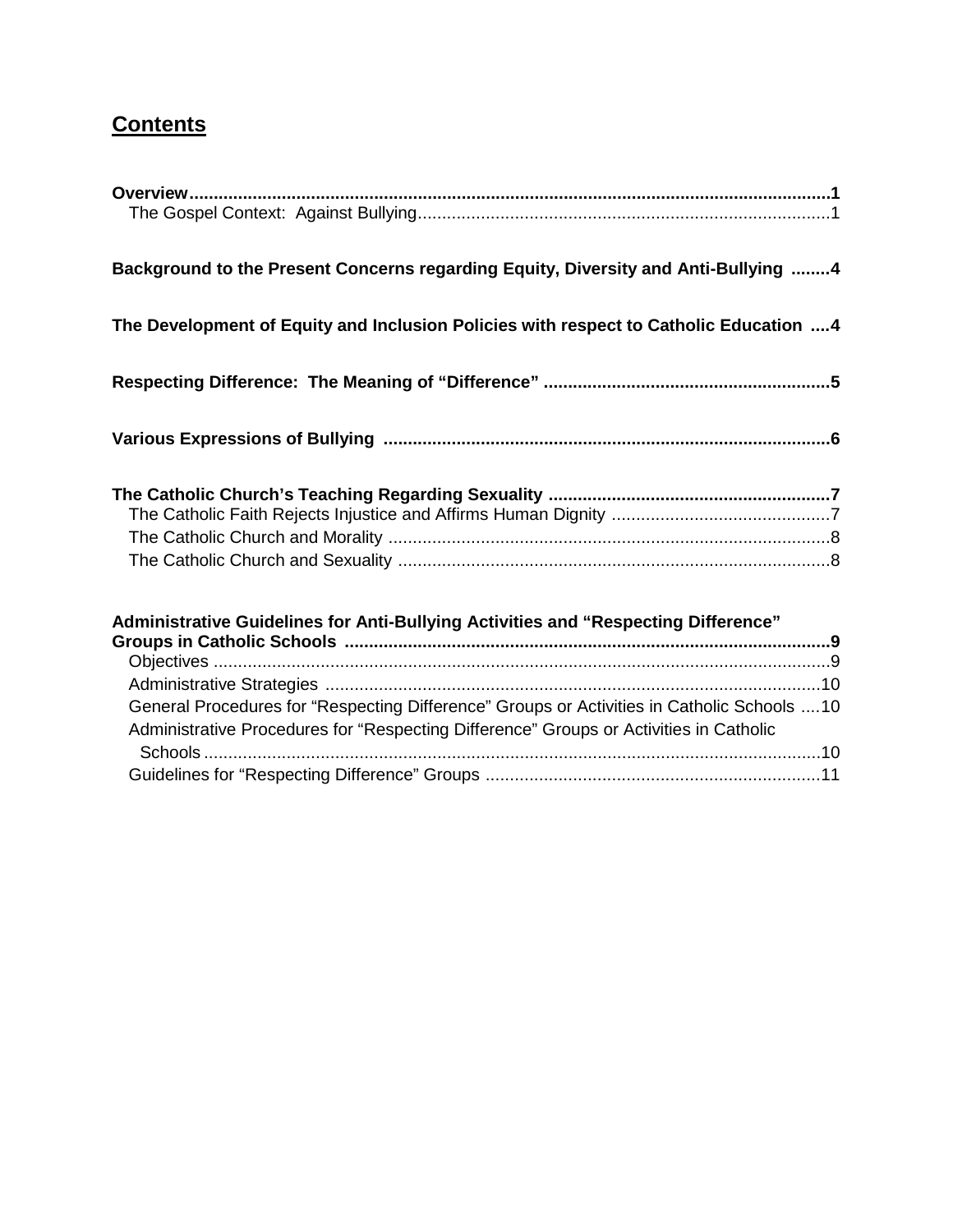## Contents

**Overview**...1

The Gospel Context: Against Bullying...1

**Background to the Present Concerns regarding Equity, Diversity and Anti-Bullying**...4

**The Development of Equity and Inclusion Policies with respect to Catholic Education**...4

**Respecting Difference: The Meaning of "Difference"**...5

**Various Expressions of Bullying**...6

**The Catholic Church's Teaching Regarding Sexuality**...7

The Catholic Faith Rejects Injustice and Affirms Human Dignity...7

The Catholic Church and Morality...8

The Catholic Church and Sexuality...8

**Administrative Guidelines for Anti-Bullying Activities and "Respecting Difference" Groups in Catholic Schools**...9

Objectives...9

Administrative Strategies...10

General Procedures for "Respecting Difference" Groups or Activities in Catholic Schools...10

Administrative Procedures for "Respecting Difference" Groups or Activities in Catholic Schools...10

Guidelines for "Respecting Difference" Groups...11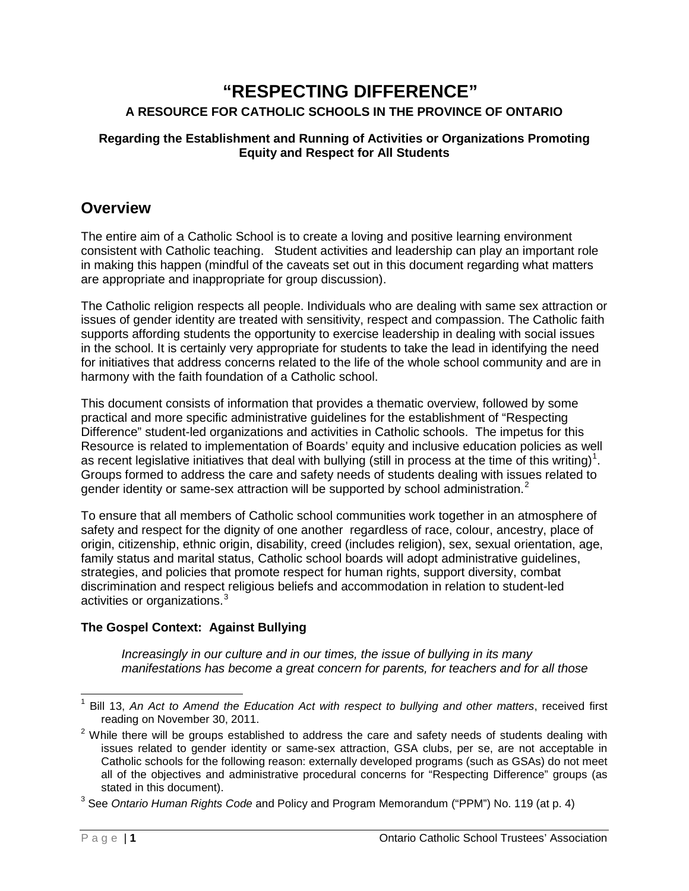# "RESPECTING DIFFERENCE"

### A RESOURCE FOR CATHOLIC SCHOOLS IN THE PROVINCE OF ONTARIO

**Regarding the Establishment and Running of Activities or Organizations Promoting Equity and Respect for All Students**

## Overview

The entire aim of a Catholic School is to create a loving and positive learning environment consistent with Catholic teaching. Student activities and leadership can play an important role in making this happen (mindful of the caveats set out in this document regarding what matters are appropriate and inappropriate for group discussion).

The Catholic religion respects all people. Individuals who are dealing with same sex attraction or issues of gender identity are treated with sensitivity, respect and compassion. The Catholic faith supports affording students the opportunity to exercise leadership in dealing with social issues in the school. It is certainly very appropriate for students to take the lead in identifying the need for initiatives that address concerns related to the life of the whole school community and are in harmony with the faith foundation of a Catholic school.

This document consists of information that provides a thematic overview, followed by some practical and more specific administrative guidelines for the establishment of "Respecting Difference" student-led organizations and activities in Catholic schools. The impetus for this Resource is related to implementation of Boards' equity and inclusive education policies as well as recent legislative initiatives that deal with bullying (still in process at the time of this writing)[1]. Groups formed to address the care and safety needs of students dealing with issues related to gender identity or same-sex attraction will be supported by school administration.[2]

To ensure that all members of Catholic school communities work together in an atmosphere of safety and respect for the dignity of one another regardless of race, colour, ancestry, place of origin, citizenship, ethnic origin, disability, creed (includes religion), sex, sexual orientation, age, family status and marital status, Catholic school boards will adopt administrative guidelines, strategies, and policies that promote respect for human rights, support diversity, combat discrimination and respect religious beliefs and accommodation in relation to student-led activities or organizations.[3]

### The Gospel Context: Against Bullying

> *Increasingly in our culture and in our times, the issue of bullying in its many manifestations has become a great concern for parents, for teachers and for all those*

---

[1] Bill 13, *An Act to Amend the Education Act with respect to bullying and other matters*, received first reading on November 30, 2011.

[2] While there will be groups established to address the care and safety needs of students dealing with issues related to gender identity or same-sex attraction, GSA clubs, per se, are not acceptable in Catholic schools for the following reason: externally developed programs (such as GSAs) do not meet all of the objectives and administrative procedural concerns for "Respecting Difference" groups (as stated in this document).

[3] See *Ontario Human Rights Code* and Policy and Program Memorandum ("PPM") No. 119 (at p. 4)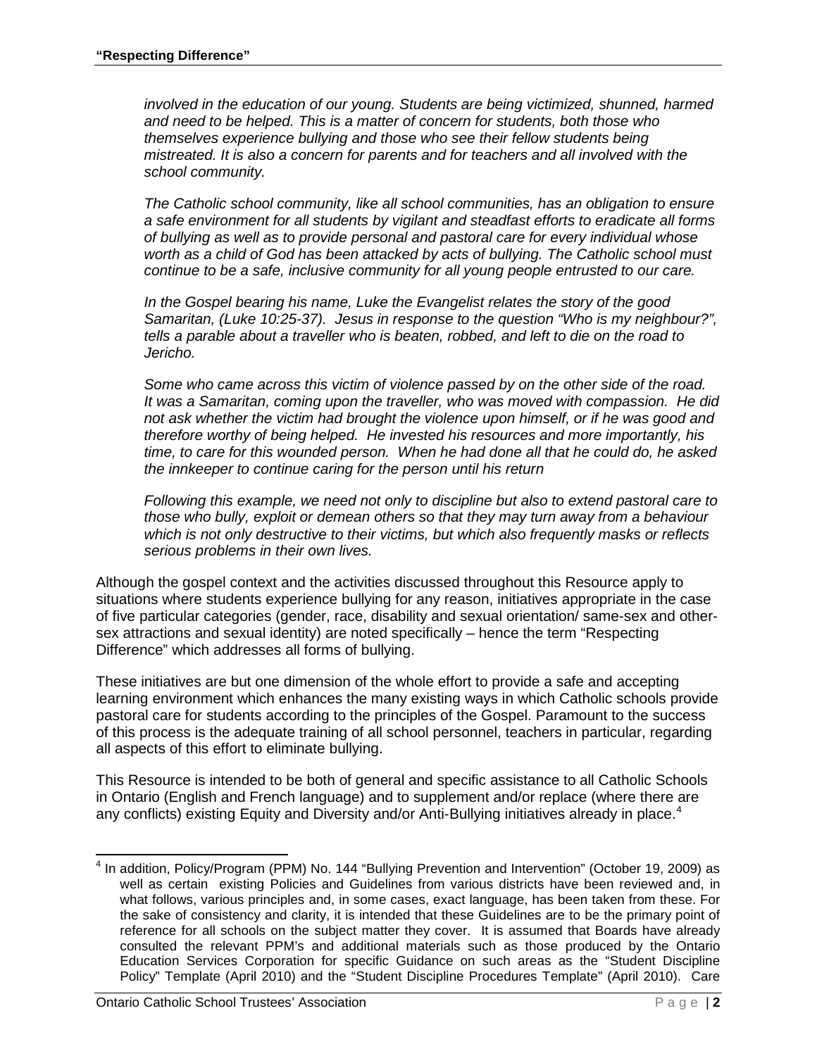*involved in the education of our young. Students are being victimized, shunned, harmed and need to be helped. This is a matter of concern for students, both those who themselves experience bullying and those who see their fellow students being mistreated. It is also a concern for parents and for teachers and all involved with the school community.*

*The Catholic school community, like all school communities, has an obligation to ensure a safe environment for all students by vigilant and steadfast efforts to eradicate all forms of bullying as well as to provide personal and pastoral care for every individual whose worth as a child of God has been attacked by acts of bullying. The Catholic school must continue to be a safe, inclusive community for all young people entrusted to our care.*

*In the Gospel bearing his name, Luke the Evangelist relates the story of the good Samaritan, (Luke 10:25-37). Jesus in response to the question "Who is my neighbour?", tells a parable about a traveller who is beaten, robbed, and left to die on the road to Jericho.*

*Some who came across this victim of violence passed by on the other side of the road. It was a Samaritan, coming upon the traveller, who was moved with compassion. He did not ask whether the victim had brought the violence upon himself, or if he was good and therefore worthy of being helped. He invested his resources and more importantly, his time, to care for this wounded person. When he had done all that he could do, he asked the innkeeper to continue caring for the person until his return*

*Following this example, we need not only to discipline but also to extend pastoral care to those who bully, exploit or demean others so that they may turn away from a behaviour which is not only destructive to their victims, but which also frequently masks or reflects serious problems in their own lives.*

Although the gospel context and the activities discussed throughout this Resource apply to situations where students experience bullying for any reason, initiatives appropriate in the case of five particular categories (gender, race, disability and sexual orientation/ same-sex and other-sex attractions and sexual identity) are noted specifically – hence the term "Respecting Difference" which addresses all forms of bullying.

These initiatives are but one dimension of the whole effort to provide a safe and accepting learning environment which enhances the many existing ways in which Catholic schools provide pastoral care for students according to the principles of the Gospel. Paramount to the success of this process is the adequate training of all school personnel, teachers in particular, regarding all aspects of this effort to eliminate bullying.

This Resource is intended to be both of general and specific assistance to all Catholic Schools in Ontario (English and French language) and to supplement and/or replace (where there are any conflicts) existing Equity and Diversity and/or Anti-Bullying initiatives already in place.[4]

[4] In addition, Policy/Program (PPM) No. 144 "Bullying Prevention and Intervention" (October 19, 2009) as well as certain existing Policies and Guidelines from various districts have been reviewed and, in what follows, various principles and, in some cases, exact language, has been taken from these. For the sake of consistency and clarity, it is intended that these Guidelines are to be the primary point of reference for all schools on the subject matter they cover. It is assumed that Boards have already consulted the relevant PPM's and additional materials such as those produced by the Ontario Education Services Corporation for specific Guidance on such areas as the "Student Discipline Policy" Template (April 2010) and the "Student Discipline Procedures Template" (April 2010). Care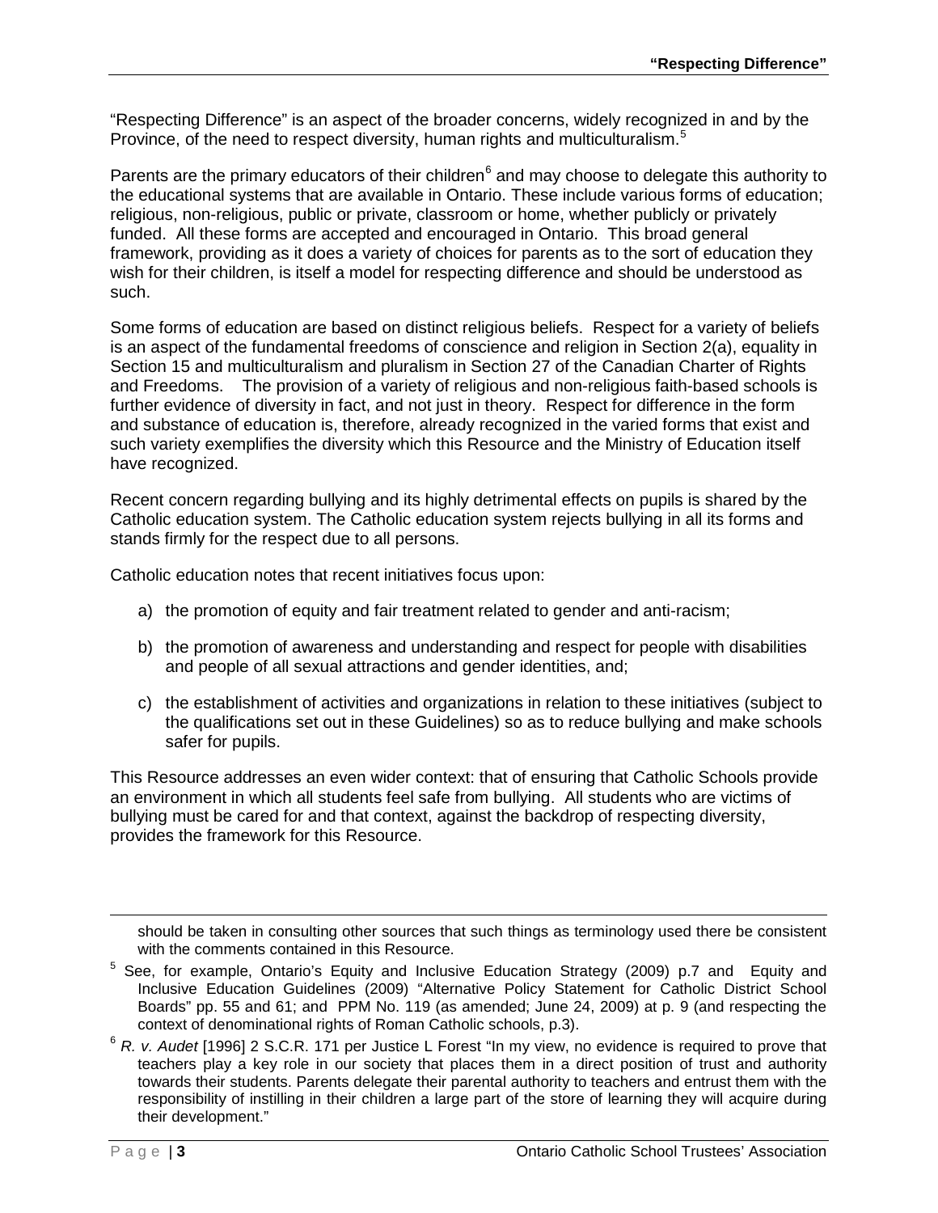"Respecting Difference" is an aspect of the broader concerns, widely recognized in and by the Province, of the need to respect diversity, human rights and multiculturalism.[5]

Parents are the primary educators of their children[6] and may choose to delegate this authority to the educational systems that are available in Ontario. These include various forms of education; religious, non-religious, public or private, classroom or home, whether publicly or privately funded. All these forms are accepted and encouraged in Ontario. This broad general framework, providing as it does a variety of choices for parents as to the sort of education they wish for their children, is itself a model for respecting difference and should be understood as such.

Some forms of education are based on distinct religious beliefs. Respect for a variety of beliefs is an aspect of the fundamental freedoms of conscience and religion in Section 2(a), equality in Section 15 and multiculturalism and pluralism in Section 27 of the Canadian Charter of Rights and Freedoms. The provision of a variety of religious and non-religious faith-based schools is further evidence of diversity in fact, and not just in theory. Respect for difference in the form and substance of education is, therefore, already recognized in the varied forms that exist and such variety exemplifies the diversity which this Resource and the Ministry of Education itself have recognized.

Recent concern regarding bullying and its highly detrimental effects on pupils is shared by the Catholic education system. The Catholic education system rejects bullying in all its forms and stands firmly for the respect due to all persons.

Catholic education notes that recent initiatives focus upon:

a) the promotion of equity and fair treatment related to gender and anti-racism;

b) the promotion of awareness and understanding and respect for people with disabilities and people of all sexual attractions and gender identities, and;

c) the establishment of activities and organizations in relation to these initiatives (subject to the qualifications set out in these Guidelines) so as to reduce bullying and make schools safer for pupils.

This Resource addresses an even wider context: that of ensuring that Catholic Schools provide an environment in which all students feel safe from bullying. All students who are victims of bullying must be cared for and that context, against the backdrop of respecting diversity, provides the framework for this Resource.

---

should be taken in consulting other sources that such things as terminology used there be consistent with the comments contained in this Resource.

[5] See, for example, Ontario's Equity and Inclusive Education Strategy (2009) p.7 and Equity and Inclusive Education Guidelines (2009) "Alternative Policy Statement for Catholic District School Boards" pp. 55 and 61; and PPM No. 119 (as amended; June 24, 2009) at p. 9 (and respecting the context of denominational rights of Roman Catholic schools, p.3).

[6] *R. v. Audet* [1996] 2 S.C.R. 171 per Justice L Forest "In my view, no evidence is required to prove that teachers play a key role in our society that places them in a direct position of trust and authority towards their students. Parents delegate their parental authority to teachers and entrust them with the responsibility of instilling in their children a large part of the store of learning they will acquire during their development."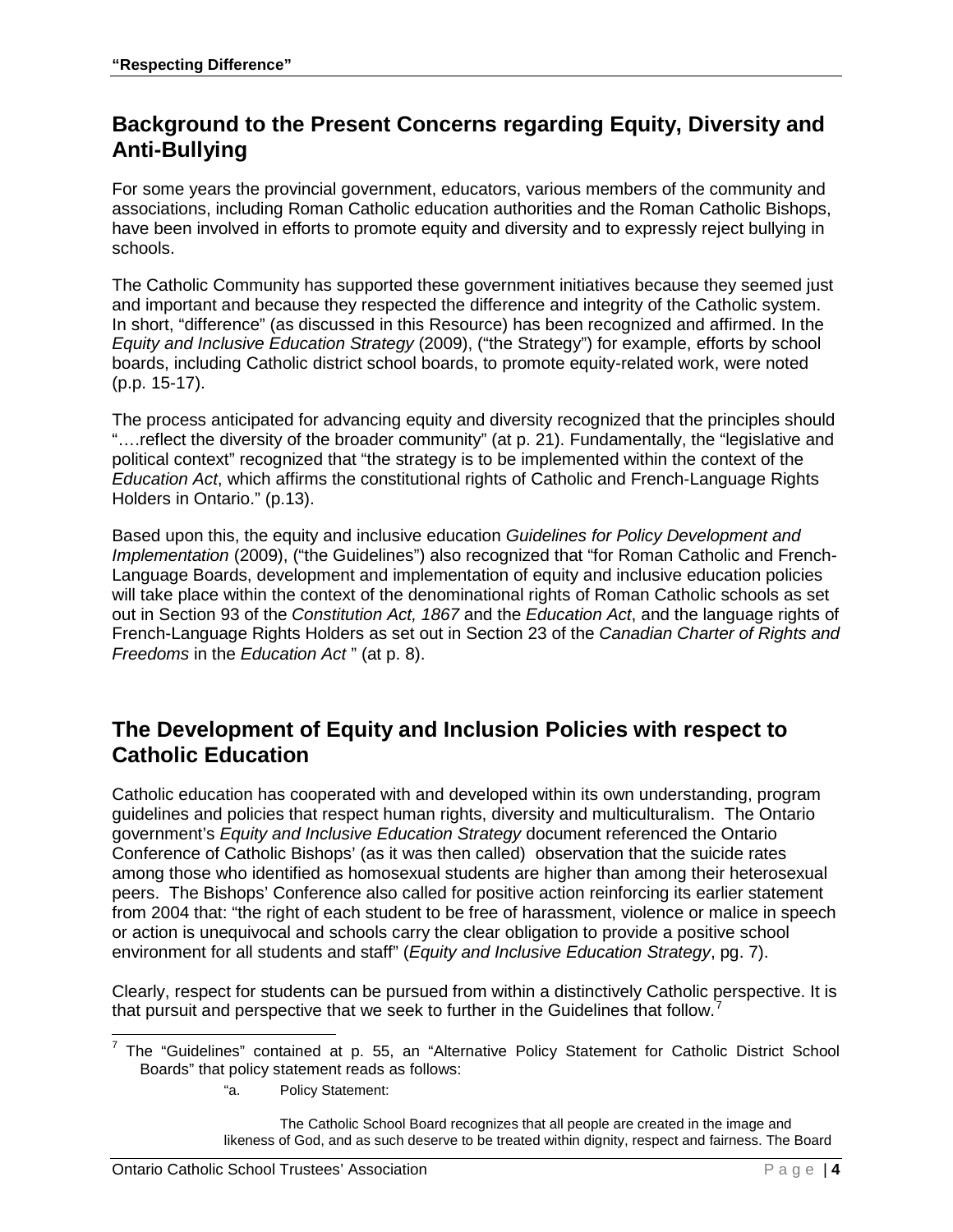## Background to the Present Concerns regarding Equity, Diversity and Anti-Bullying

For some years the provincial government, educators, various members of the community and associations, including Roman Catholic education authorities and the Roman Catholic Bishops, have been involved in efforts to promote equity and diversity and to expressly reject bullying in schools.

The Catholic Community has supported these government initiatives because they seemed just and important and because they respected the difference and integrity of the Catholic system. In short, "difference" (as discussed in this Resource) has been recognized and affirmed. In the *Equity and Inclusive Education Strategy* (2009), ("the Strategy") for example, efforts by school boards, including Catholic district school boards, to promote equity-related work, were noted (p.p. 15-17).

The process anticipated for advancing equity and diversity recognized that the principles should "….reflect the diversity of the broader community" (at p. 21). Fundamentally, the "legislative and political context" recognized that "the strategy is to be implemented within the context of the *Education Act*, which affirms the constitutional rights of Catholic and French-Language Rights Holders in Ontario." (p.13).

Based upon this, the equity and inclusive education *Guidelines for Policy Development and Implementation* (2009), ("the Guidelines") also recognized that "for Roman Catholic and French-Language Boards, development and implementation of equity and inclusive education policies will take place within the context of the denominational rights of Roman Catholic schools as set out in Section 93 of the *Constitution Act, 1867* and the *Education Act*, and the language rights of French-Language Rights Holders as set out in Section 23 of the *Canadian Charter of Rights and Freedoms* in the *Education Act* " (at p. 8).

## The Development of Equity and Inclusion Policies with respect to Catholic Education

Catholic education has cooperated with and developed within its own understanding, program guidelines and policies that respect human rights, diversity and multiculturalism. The Ontario government's *Equity and Inclusive Education Strategy* document referenced the Ontario Conference of Catholic Bishops' (as it was then called) observation that the suicide rates among those who identified as homosexual students are higher than among their heterosexual peers. The Bishops' Conference also called for positive action reinforcing its earlier statement from 2004 that: "the right of each student to be free of harassment, violence or malice in speech or action is unequivocal and schools carry the clear obligation to provide a positive school environment for all students and staff" (*Equity and Inclusive Education Strategy*, pg. 7).

Clearly, respect for students can be pursued from within a distinctively Catholic perspective. It is that pursuit and perspective that we seek to further in the Guidelines that follow.[7]

---

[7] The "Guidelines" contained at p. 55, an "Alternative Policy Statement for Catholic District School Boards" that policy statement reads as follows:

"a. Policy Statement:

The Catholic School Board recognizes that all people are created in the image and likeness of God, and as such deserve to be treated within dignity, respect and fairness. The Board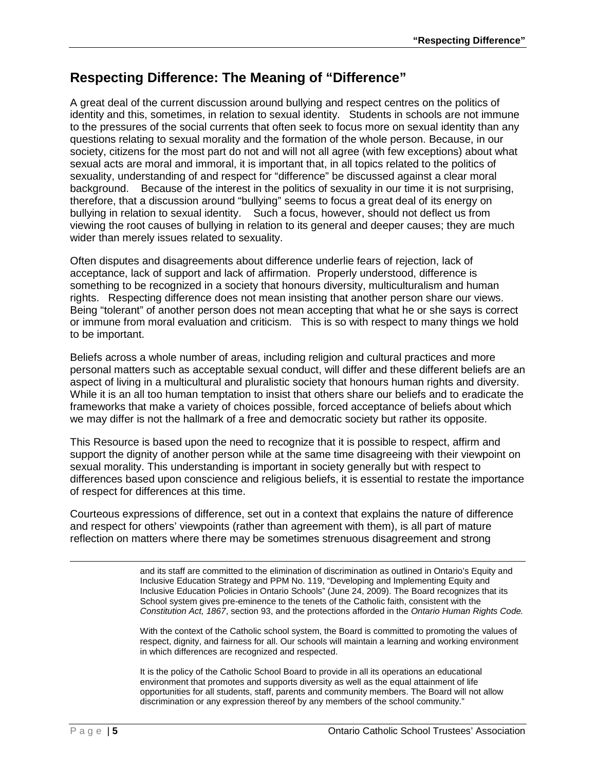## Respecting Difference: The Meaning of "Difference"

A great deal of the current discussion around bullying and respect centres on the politics of identity and this, sometimes, in relation to sexual identity. Students in schools are not immune to the pressures of the social currents that often seek to focus more on sexual identity than any questions relating to sexual morality and the formation of the whole person. Because, in our society, citizens for the most part do not and will not all agree (with few exceptions) about what sexual acts are moral and immoral, it is important that, in all topics related to the politics of sexuality, understanding of and respect for "difference" be discussed against a clear moral background. Because of the interest in the politics of sexuality in our time it is not surprising, therefore, that a discussion around "bullying" seems to focus a great deal of its energy on bullying in relation to sexual identity. Such a focus, however, should not deflect us from viewing the root causes of bullying in relation to its general and deeper causes; they are much wider than merely issues related to sexuality.

Often disputes and disagreements about difference underlie fears of rejection, lack of acceptance, lack of support and lack of affirmation. Properly understood, difference is something to be recognized in a society that honours diversity, multiculturalism and human rights. Respecting difference does not mean insisting that another person share our views. Being "tolerant" of another person does not mean accepting that what he or she says is correct or immune from moral evaluation and criticism. This is so with respect to many things we hold to be important.

Beliefs across a whole number of areas, including religion and cultural practices and more personal matters such as acceptable sexual conduct, will differ and these different beliefs are an aspect of living in a multicultural and pluralistic society that honours human rights and diversity. While it is an all too human temptation to insist that others share our beliefs and to eradicate the frameworks that make a variety of choices possible, forced acceptance of beliefs about which we may differ is not the hallmark of a free and democratic society but rather its opposite.

This Resource is based upon the need to recognize that it is possible to respect, affirm and support the dignity of another person while at the same time disagreeing with their viewpoint on sexual morality. This understanding is important in society generally but with respect to differences based upon conscience and religious beliefs, it is essential to restate the importance of respect for differences at this time.

Courteous expressions of difference, set out in a context that explains the nature of difference and respect for others' viewpoints (rather than agreement with them), is all part of mature reflection on matters where there may be sometimes strenuous disagreement and strong

---

and its staff are committed to the elimination of discrimination as outlined in Ontario's Equity and Inclusive Education Strategy and PPM No. 119, "Developing and Implementing Equity and Inclusive Education Policies in Ontario Schools" (June 24, 2009). The Board recognizes that its School system gives pre-eminence to the tenets of the Catholic faith, consistent with the *Constitution Act, 1867*, section 93, and the protections afforded in the *Ontario Human Rights Code.*

With the context of the Catholic school system, the Board is committed to promoting the values of respect, dignity, and fairness for all. Our schools will maintain a learning and working environment in which differences are recognized and respected.

It is the policy of the Catholic School Board to provide in all its operations an educational environment that promotes and supports diversity as well as the equal attainment of life opportunities for all students, staff, parents and community members. The Board will not allow discrimination or any expression thereof by any members of the school community."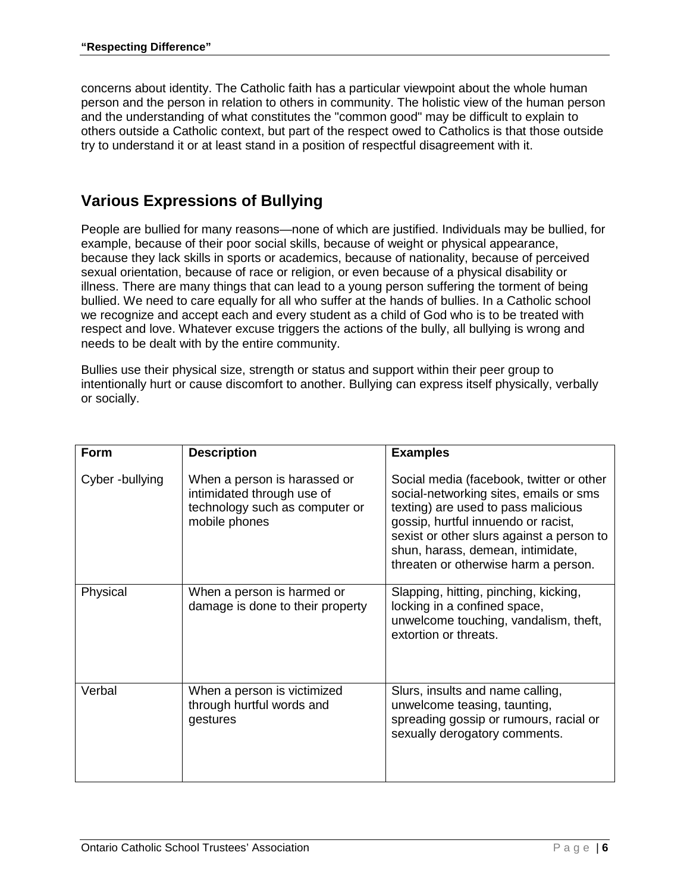concerns about identity. The Catholic faith has a particular viewpoint about the whole human person and the person in relation to others in community. The holistic view of the human person and the understanding of what constitutes the "common good" may be difficult to explain to others outside a Catholic context, but part of the respect owed to Catholics is that those outside try to understand it or at least stand in a position of respectful disagreement with it.

## Various Expressions of Bullying

People are bullied for many reasons—none of which are justified. Individuals may be bullied, for example, because of their poor social skills, because of weight or physical appearance, because they lack skills in sports or academics, because of nationality, because of perceived sexual orientation, because of race or religion, or even because of a physical disability or illness. There are many things that can lead to a young person suffering the torment of being bullied. We need to care equally for all who suffer at the hands of bullies. In a Catholic school we recognize and accept each and every student as a child of God who is to be treated with respect and love. Whatever excuse triggers the actions of the bully, all bullying is wrong and needs to be dealt with by the entire community.

Bullies use their physical size, strength or status and support within their peer group to intentionally hurt or cause discomfort to another. Bullying can express itself physically, verbally or socially.

| Form | Description | Examples |
|---|---|---|
| Cyber -bullying | When a person is harassed or intimidated through use of technology such as computer or mobile phones | Social media (facebook, twitter or other social-networking sites, emails or sms texting) are used to pass malicious gossip, hurtful innuendo or racist, sexist or other slurs against a person to shun, harass, demean, intimidate, threaten or otherwise harm a person. |
| Physical | When a person is harmed or damage is done to their property | Slapping, hitting, pinching, kicking, locking in a confined space, unwelcome touching, vandalism, theft, extortion or threats. |
| Verbal | When a person is victimized through hurtful words and gestures | Slurs, insults and name calling, unwelcome teasing, taunting, spreading gossip or rumours, racial or sexually derogatory comments. |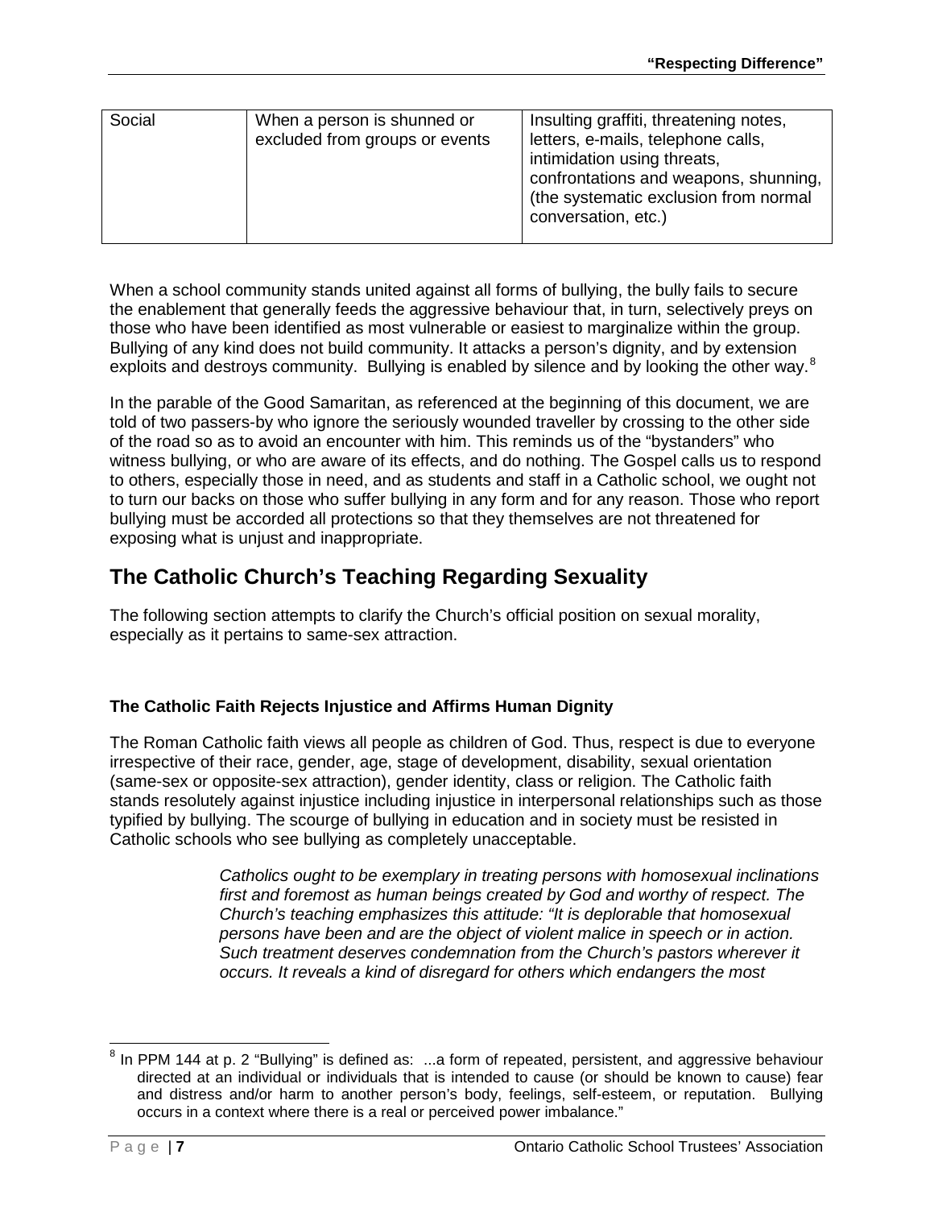| Social | When a person is shunned or excluded from groups or events | Insulting graffiti, threatening notes, letters, e-mails, telephone calls, intimidation using threats, confrontations and weapons, shunning, (the systematic exclusion from normal conversation, etc.) |
| --- | --- | --- |

When a school community stands united against all forms of bullying, the bully fails to secure the enablement that generally feeds the aggressive behaviour that, in turn, selectively preys on those who have been identified as most vulnerable or easiest to marginalize within the group. Bullying of any kind does not build community. It attacks a person's dignity, and by extension exploits and destroys community. Bullying is enabled by silence and by looking the other way.[8]

In the parable of the Good Samaritan, as referenced at the beginning of this document, we are told of two passers-by who ignore the seriously wounded traveller by crossing to the other side of the road so as to avoid an encounter with him. This reminds us of the "bystanders" who witness bullying, or who are aware of its effects, and do nothing. The Gospel calls us to respond to others, especially those in need, and as students and staff in a Catholic school, we ought not to turn our backs on those who suffer bullying in any form and for any reason. Those who report bullying must be accorded all protections so that they themselves are not threatened for exposing what is unjust and inappropriate.

## The Catholic Church's Teaching Regarding Sexuality

The following section attempts to clarify the Church's official position on sexual morality, especially as it pertains to same-sex attraction.

### The Catholic Faith Rejects Injustice and Affirms Human Dignity

The Roman Catholic faith views all people as children of God. Thus, respect is due to everyone irrespective of their race, gender, age, stage of development, disability, sexual orientation (same-sex or opposite-sex attraction), gender identity, class or religion. The Catholic faith stands resolutely against injustice including injustice in interpersonal relationships such as those typified by bullying. The scourge of bullying in education and in society must be resisted in Catholic schools who see bullying as completely unacceptable.

> *Catholics ought to be exemplary in treating persons with homosexual inclinations first and foremost as human beings created by God and worthy of respect. The Church's teaching emphasizes this attitude: "It is deplorable that homosexual persons have been and are the object of violent malice in speech or in action. Such treatment deserves condemnation from the Church's pastors wherever it occurs. It reveals a kind of disregard for others which endangers the most*

[8] In PPM 144 at p. 2 "Bullying" is defined as: ...a form of repeated, persistent, and aggressive behaviour directed at an individual or individuals that is intended to cause (or should be known to cause) fear and distress and/or harm to another person's body, feelings, self-esteem, or reputation. Bullying occurs in a context where there is a real or perceived power imbalance."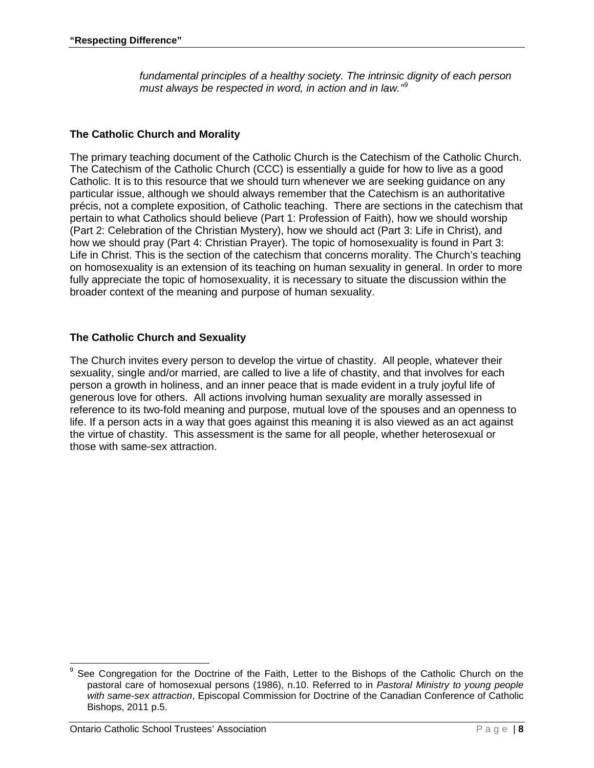*fundamental principles of a healthy society. The intrinsic dignity of each person must always be respected in word, in action and in law."*[9]

### The Catholic Church and Morality

The primary teaching document of the Catholic Church is the Catechism of the Catholic Church. The Catechism of the Catholic Church (CCC) is essentially a guide for how to live as a good Catholic. It is to this resource that we should turn whenever we are seeking guidance on any particular issue, although we should always remember that the Catechism is an authoritative précis, not a complete exposition, of Catholic teaching. There are sections in the catechism that pertain to what Catholics should believe (Part 1: Profession of Faith), how we should worship (Part 2: Celebration of the Christian Mystery), how we should act (Part 3: Life in Christ), and how we should pray (Part 4: Christian Prayer). The topic of homosexuality is found in Part 3: Life in Christ. This is the section of the catechism that concerns morality. The Church's teaching on homosexuality is an extension of its teaching on human sexuality in general. In order to more fully appreciate the topic of homosexuality, it is necessary to situate the discussion within the broader context of the meaning and purpose of human sexuality.

### The Catholic Church and Sexuality

The Church invites every person to develop the virtue of chastity. All people, whatever their sexuality, single and/or married, are called to live a life of chastity, and that involves for each person a growth in holiness, and an inner peace that is made evident in a truly joyful life of generous love for others. All actions involving human sexuality are morally assessed in reference to its two-fold meaning and purpose, mutual love of the spouses and an openness to life. If a person acts in a way that goes against this meaning it is also viewed as an act against the virtue of chastity. This assessment is the same for all people, whether heterosexual or those with same-sex attraction.

---

[9] See Congregation for the Doctrine of the Faith, Letter to the Bishops of the Catholic Church on the pastoral care of homosexual persons (1986), n.10. Referred to in *Pastoral Ministry to young people with same-sex attraction*, Episcopal Commission for Doctrine of the Canadian Conference of Catholic Bishops, 2011 p.5.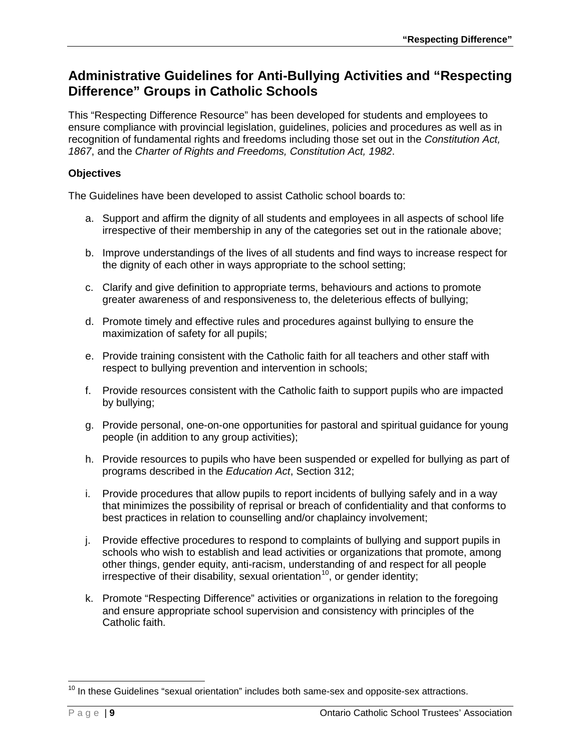## Administrative Guidelines for Anti-Bullying Activities and "Respecting Difference" Groups in Catholic Schools

This "Respecting Difference Resource" has been developed for students and employees to ensure compliance with provincial legislation, guidelines, policies and procedures as well as in recognition of fundamental rights and freedoms including those set out in the *Constitution Act, 1867*, and the *Charter of Rights and Freedoms, Constitution Act, 1982*.

### Objectives

The Guidelines have been developed to assist Catholic school boards to:

a. Support and affirm the dignity of all students and employees in all aspects of school life irrespective of their membership in any of the categories set out in the rationale above;

b. Improve understandings of the lives of all students and find ways to increase respect for the dignity of each other in ways appropriate to the school setting;

c. Clarify and give definition to appropriate terms, behaviours and actions to promote greater awareness of and responsiveness to, the deleterious effects of bullying;

d. Promote timely and effective rules and procedures against bullying to ensure the maximization of safety for all pupils;

e. Provide training consistent with the Catholic faith for all teachers and other staff with respect to bullying prevention and intervention in schools;

f. Provide resources consistent with the Catholic faith to support pupils who are impacted by bullying;

g. Provide personal, one-on-one opportunities for pastoral and spiritual guidance for young people (in addition to any group activities);

h. Provide resources to pupils who have been suspended or expelled for bullying as part of programs described in the *Education Act*, Section 312;

i. Provide procedures that allow pupils to report incidents of bullying safely and in a way that minimizes the possibility of reprisal or breach of confidentiality and that conforms to best practices in relation to counselling and/or chaplaincy involvement;

j. Provide effective procedures to respond to complaints of bullying and support pupils in schools who wish to establish and lead activities or organizations that promote, among other things, gender equity, anti-racism, understanding of and respect for all people irrespective of their disability, sexual orientation[10], or gender identity;

k. Promote "Respecting Difference" activities or organizations in relation to the foregoing and ensure appropriate school supervision and consistency with principles of the Catholic faith.

---

[10] In these Guidelines "sexual orientation" includes both same-sex and opposite-sex attractions.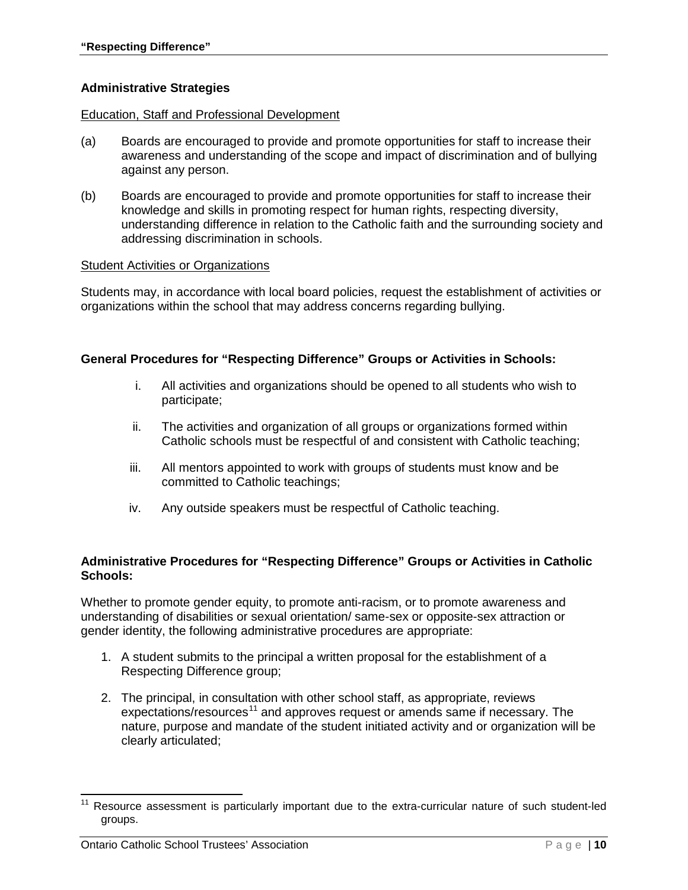### Administrative Strategies

Education, Staff and Professional Development

(a) Boards are encouraged to provide and promote opportunities for staff to increase their awareness and understanding of the scope and impact of discrimination and of bullying against any person.

(b) Boards are encouraged to provide and promote opportunities for staff to increase their knowledge and skills in promoting respect for human rights, respecting diversity, understanding difference in relation to the Catholic faith and the surrounding society and addressing discrimination in schools.

Student Activities or Organizations

Students may, in accordance with local board policies, request the establishment of activities or organizations within the school that may address concerns regarding bullying.

### General Procedures for "Respecting Difference" Groups or Activities in Schools:

i. All activities and organizations should be opened to all students who wish to participate;

ii. The activities and organization of all groups or organizations formed within Catholic schools must be respectful of and consistent with Catholic teaching;

iii. All mentors appointed to work with groups of students must know and be committed to Catholic teachings;

iv. Any outside speakers must be respectful of Catholic teaching.

### Administrative Procedures for "Respecting Difference" Groups or Activities in Catholic Schools:

Whether to promote gender equity, to promote anti-racism, or to promote awareness and understanding of disabilities or sexual orientation/ same-sex or opposite-sex attraction or gender identity, the following administrative procedures are appropriate:

1. A student submits to the principal a written proposal for the establishment of a Respecting Difference group;

2. The principal, in consultation with other school staff, as appropriate, reviews expectations/resources[11] and approves request or amends same if necessary. The nature, purpose and mandate of the student initiated activity and or organization will be clearly articulated;

[11] Resource assessment is particularly important due to the extra-curricular nature of such student-led groups.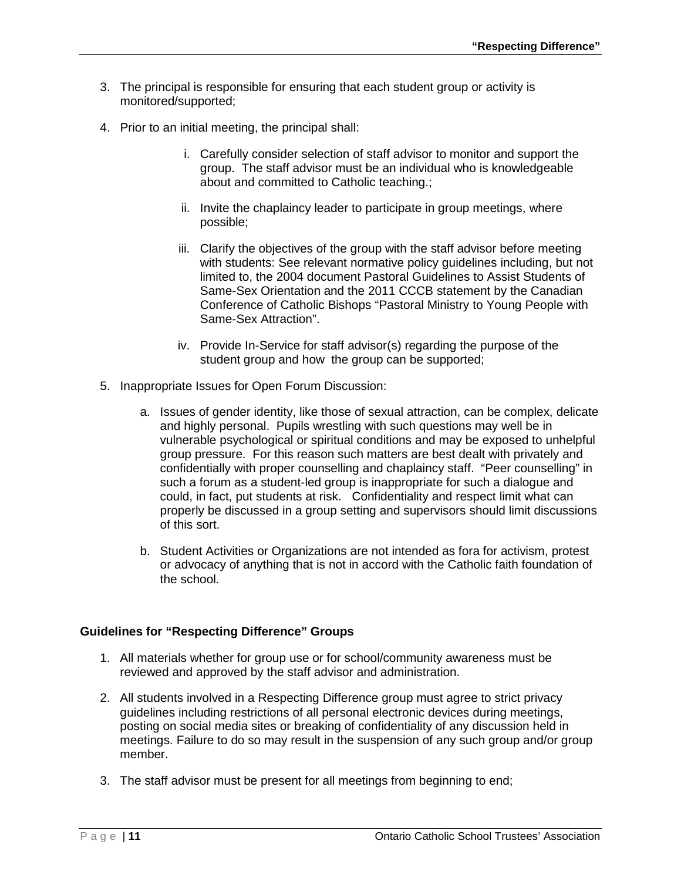3. The principal is responsible for ensuring that each student group or activity is monitored/supported;

4. Prior to an initial meeting, the principal shall:

   i. Carefully consider selection of staff advisor to monitor and support the group. The staff advisor must be an individual who is knowledgeable about and committed to Catholic teaching.;

   ii. Invite the chaplaincy leader to participate in group meetings, where possible;

   iii. Clarify the objectives of the group with the staff advisor before meeting with students: See relevant normative policy guidelines including, but not limited to, the 2004 document Pastoral Guidelines to Assist Students of Same-Sex Orientation and the 2011 CCCB statement by the Canadian Conference of Catholic Bishops "Pastoral Ministry to Young People with Same-Sex Attraction".

   iv. Provide In-Service for staff advisor(s) regarding the purpose of the student group and how the group can be supported;

5. Inappropriate Issues for Open Forum Discussion:

   a. Issues of gender identity, like those of sexual attraction, can be complex, delicate and highly personal. Pupils wrestling with such questions may well be in vulnerable psychological or spiritual conditions and may be exposed to unhelpful group pressure. For this reason such matters are best dealt with privately and confidentially with proper counselling and chaplaincy staff. "Peer counselling" in such a forum as a student-led group is inappropriate for such a dialogue and could, in fact, put students at risk. Confidentiality and respect limit what can properly be discussed in a group setting and supervisors should limit discussions of this sort.

   b. Student Activities or Organizations are not intended as fora for activism, protest or advocacy of anything that is not in accord with the Catholic faith foundation of the school.

**Guidelines for "Respecting Difference" Groups**

1. All materials whether for group use or for school/community awareness must be reviewed and approved by the staff advisor and administration.

2. All students involved in a Respecting Difference group must agree to strict privacy guidelines including restrictions of all personal electronic devices during meetings, posting on social media sites or breaking of confidentiality of any discussion held in meetings. Failure to do so may result in the suspension of any such group and/or group member.

3. The staff advisor must be present for all meetings from beginning to end;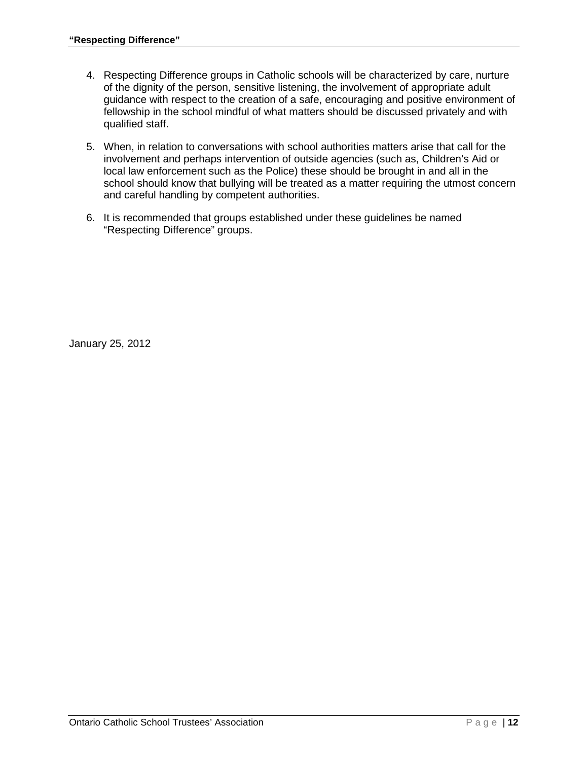4. Respecting Difference groups in Catholic schools will be characterized by care, nurture of the dignity of the person, sensitive listening, the involvement of appropriate adult guidance with respect to the creation of a safe, encouraging and positive environment of fellowship in the school mindful of what matters should be discussed privately and with qualified staff.

5. When, in relation to conversations with school authorities matters arise that call for the involvement and perhaps intervention of outside agencies (such as, Children's Aid or local law enforcement such as the Police) these should be brought in and all in the school should know that bullying will be treated as a matter requiring the utmost concern and careful handling by competent authorities.

6. It is recommended that groups established under these guidelines be named "Respecting Difference" groups.

January 25, 2012